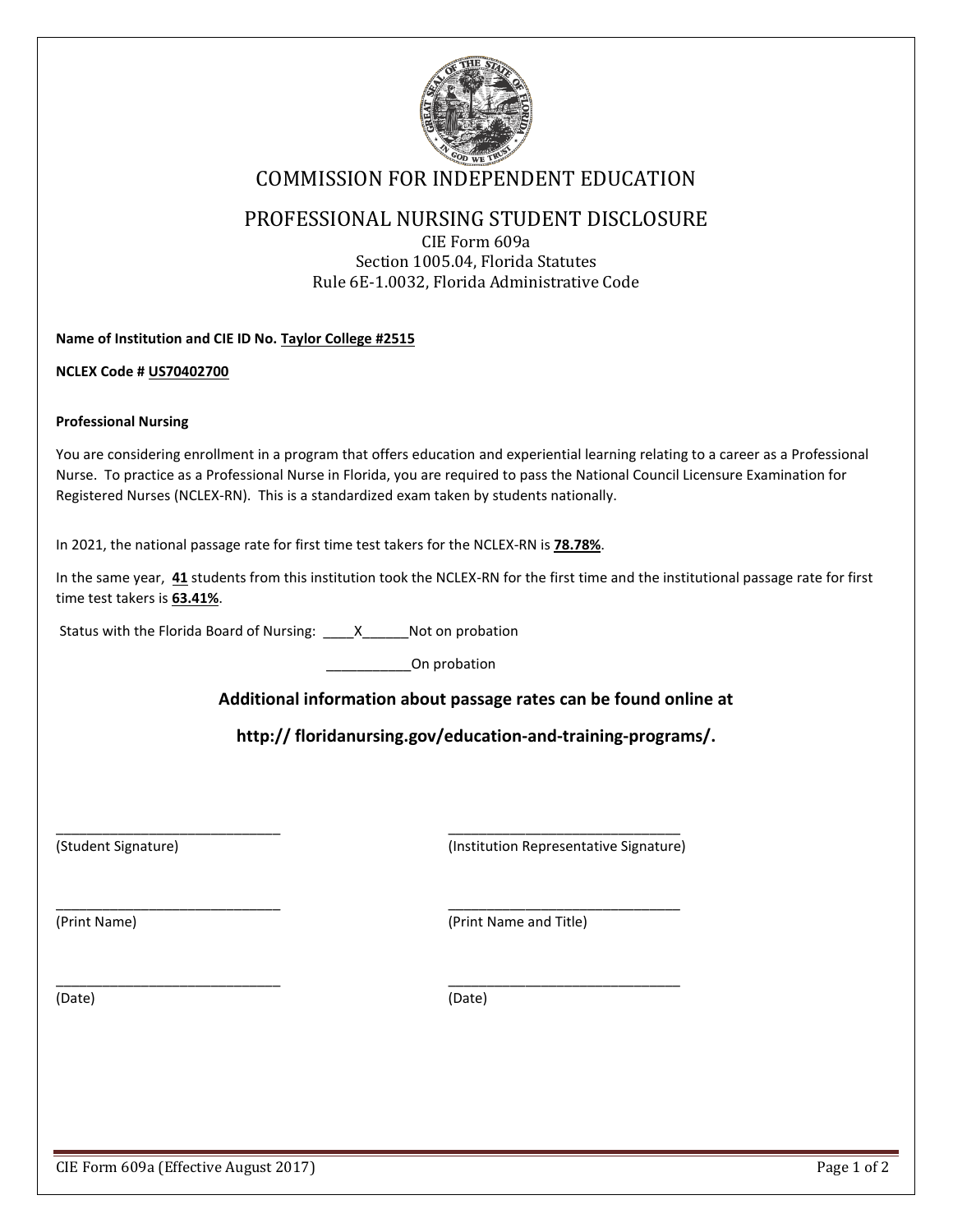# COMMISSION FOR INDEPENDENT EDUCATION

## PROFESSIONAL NURSING STUDENT DISCLOSURE

CIE Form 609a
Section 1005.04, Florida Statutes
Rule 6E-1.0032, Florida Administrative Code

**Name of Institution and CIE ID No. Taylor College #2515**

**NCLEX Code # US70402700**

**Professional Nursing**

You are considering enrollment in a program that offers education and experiential learning relating to a career as a Professional Nurse. To practice as a Professional Nurse in Florida, you are required to pass the National Council Licensure Examination for Registered Nurses (NCLEX-RN). This is a standardized exam taken by students nationally.

In 2021, the national passage rate for first time test takers for the NCLEX-RN is **78.78%**.

In the same year, **41** students from this institution took the NCLEX-RN for the first time and the institutional passage rate for first time test takers is **63.41%**.

Status with the Florida Board of Nursing: ____X______Not on probation

___________On probation

**Additional information about passage rates can be found online at**

**http:// floridanursing.gov/education-and-training-programs/.**

______________________________ (Student Signature)

______________________________ (Institution Representative Signature)

______________________________ (Print Name)

______________________________ (Print Name and Title)

______________________________ (Date)

______________________________ (Date)

CIE Form 609a (Effective August 2017)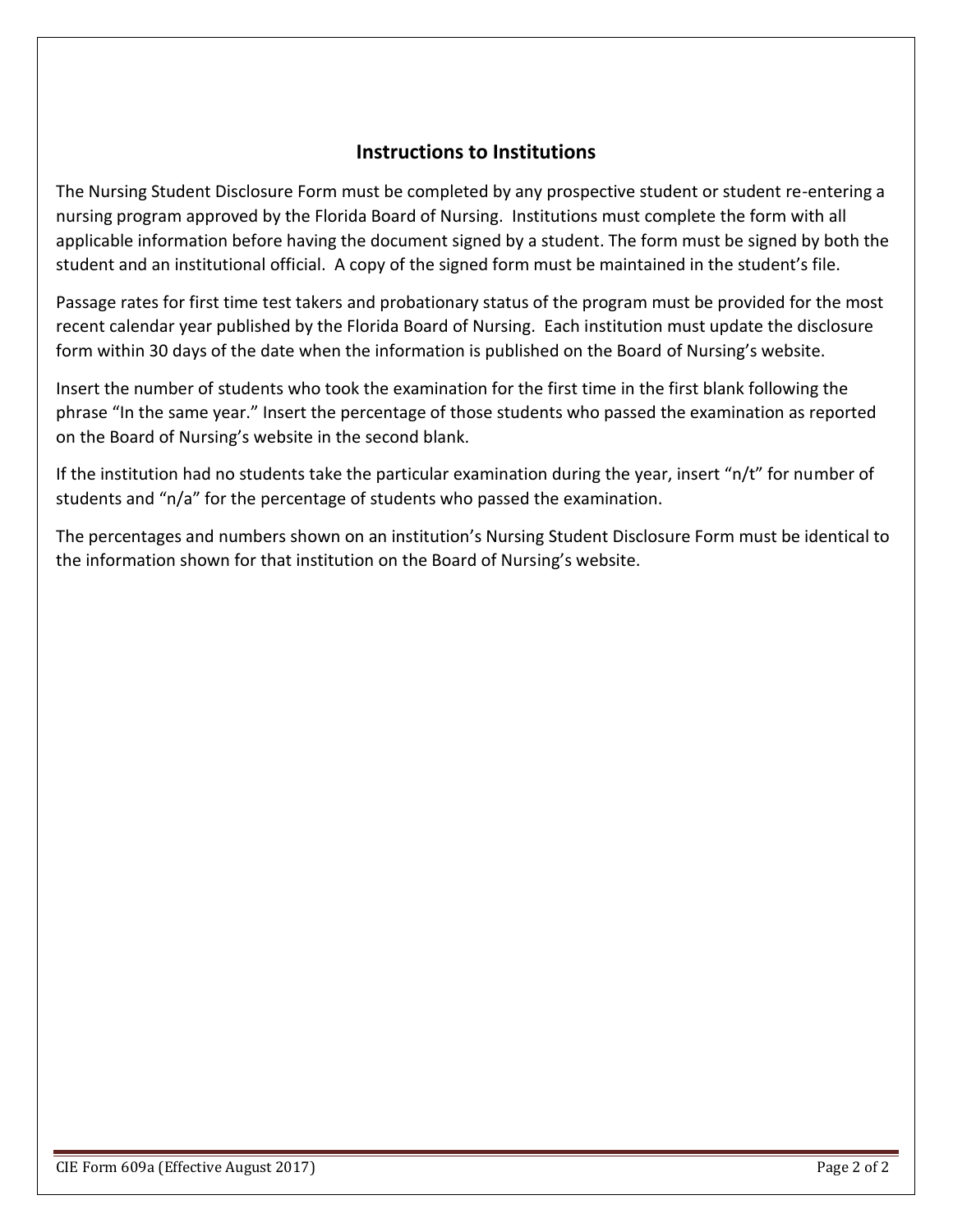## Instructions to Institutions

The Nursing Student Disclosure Form must be completed by any prospective student or student re-entering a nursing program approved by the Florida Board of Nursing. Institutions must complete the form with all applicable information before having the document signed by a student. The form must be signed by both the student and an institutional official. A copy of the signed form must be maintained in the student's file.

Passage rates for first time test takers and probationary status of the program must be provided for the most recent calendar year published by the Florida Board of Nursing. Each institution must update the disclosure form within 30 days of the date when the information is published on the Board of Nursing's website.

Insert the number of students who took the examination for the first time in the first blank following the phrase "In the same year." Insert the percentage of those students who passed the examination as reported on the Board of Nursing's website in the second blank.

If the institution had no students take the particular examination during the year, insert "n/t" for number of students and "n/a" for the percentage of students who passed the examination.

The percentages and numbers shown on an institution's Nursing Student Disclosure Form must be identical to the information shown for that institution on the Board of Nursing's website.

CIE Form 609a (Effective August 2017)